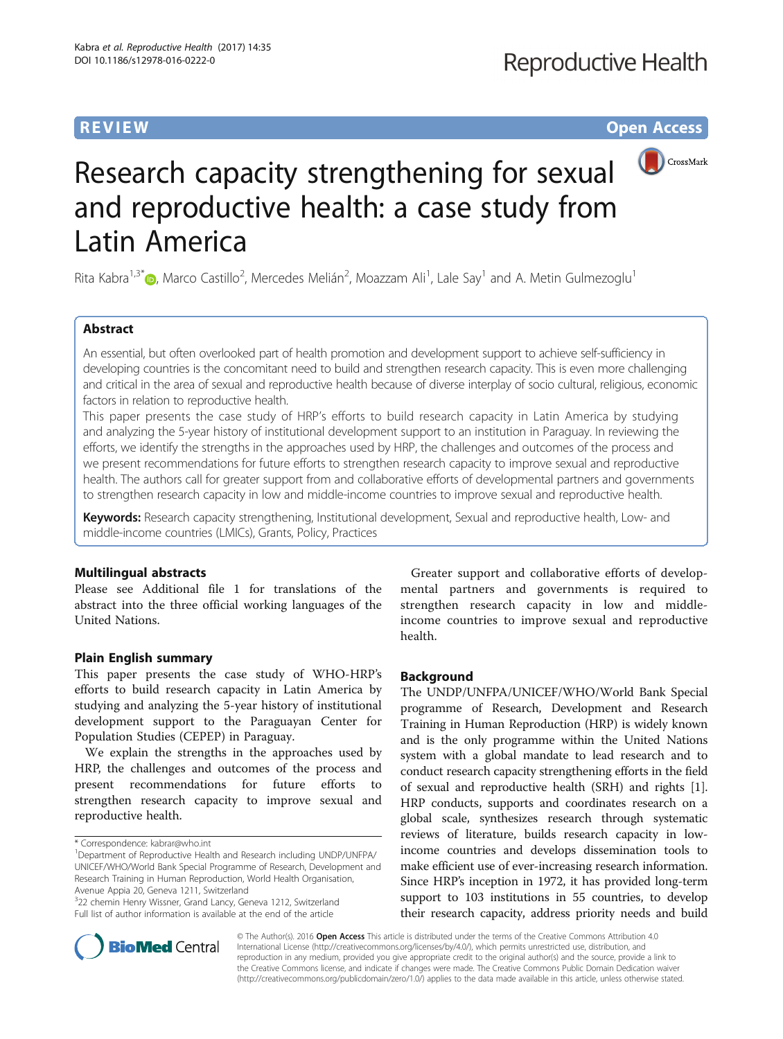REVIEW Open Access

# Research capacity strengthening for sexual and reproductive health: a case study from Latin America

Rita Kabra[1,3*], Marco Castillo[2], Mercedes Melián[2], Moazzam Ali[1], Lale Say[1] and A. Metin Gulmezoglu[1]

## Abstract

An essential, but often overlooked part of health promotion and development support to achieve self-sufficiency in developing countries is the concomitant need to build and strengthen research capacity. This is even more challenging and critical in the area of sexual and reproductive health because of diverse interplay of socio cultural, religious, economic factors in relation to reproductive health.

This paper presents the case study of HRP's efforts to build research capacity in Latin America by studying and analyzing the 5-year history of institutional development support to an institution in Paraguay. In reviewing the efforts, we identify the strengths in the approaches used by HRP, the challenges and outcomes of the process and we present recommendations for future efforts to strengthen research capacity to improve sexual and reproductive health. The authors call for greater support from and collaborative efforts of developmental partners and governments to strengthen research capacity in low and middle-income countries to improve sexual and reproductive health.

**Keywords:** Research capacity strengthening, Institutional development, Sexual and reproductive health, Low- and middle-income countries (LMICs), Grants, Policy, Practices

## Multilingual abstracts

Please see Additional file 1 for translations of the abstract into the three official working languages of the United Nations.

## Plain English summary

This paper presents the case study of WHO-HRP's efforts to build research capacity in Latin America by studying and analyzing the 5-year history of institutional development support to the Paraguayan Center for Population Studies (CEPEP) in Paraguay.

We explain the strengths in the approaches used by HRP, the challenges and outcomes of the process and present recommendations for future efforts to strengthen research capacity to improve sexual and reproductive health.

Greater support and collaborative efforts of developmental partners and governments is required to strengthen research capacity in low and middle-income countries to improve sexual and reproductive health.

## Background

The UNDP/UNFPA/UNICEF/WHO/World Bank Special programme of Research, Development and Research Training in Human Reproduction (HRP) is widely known and is the only programme within the United Nations system with a global mandate to lead research and to conduct research capacity strengthening efforts in the field of sexual and reproductive health (SRH) and rights [1]. HRP conducts, supports and coordinates research on a global scale, synthesizes research through systematic reviews of literature, builds research capacity in low-income countries and develops dissemination tools to make efficient use of ever-increasing research information. Since HRP's inception in 1972, it has provided long-term support to 103 institutions in 55 countries, to develop their research capacity, address priority needs and build

\* Correspondence: kabrar@who.int

[1]Department of Reproductive Health and Research including UNDP/UNFPA/UNICEF/WHO/World Bank Special Programme of Research, Development and Research Training in Human Reproduction, World Health Organisation, Avenue Appia 20, Geneva 1211, Switzerland

[3]22 chemin Henry Wissner, Grand Lancy, Geneva 1212, Switzerland

Full list of author information is available at the end of the article

© The Author(s). 2016 **Open Access** This article is distributed under the terms of the Creative Commons Attribution 4.0 International License (http://creativecommons.org/licenses/by/4.0/), which permits unrestricted use, distribution, and reproduction in any medium, provided you give appropriate credit to the original author(s) and the source, provide a link to the Creative Commons license, and indicate if changes were made. The Creative Commons Public Domain Dedication waiver (http://creativecommons.org/publicdomain/zero/1.0/) applies to the data made available in this article, unless otherwise stated.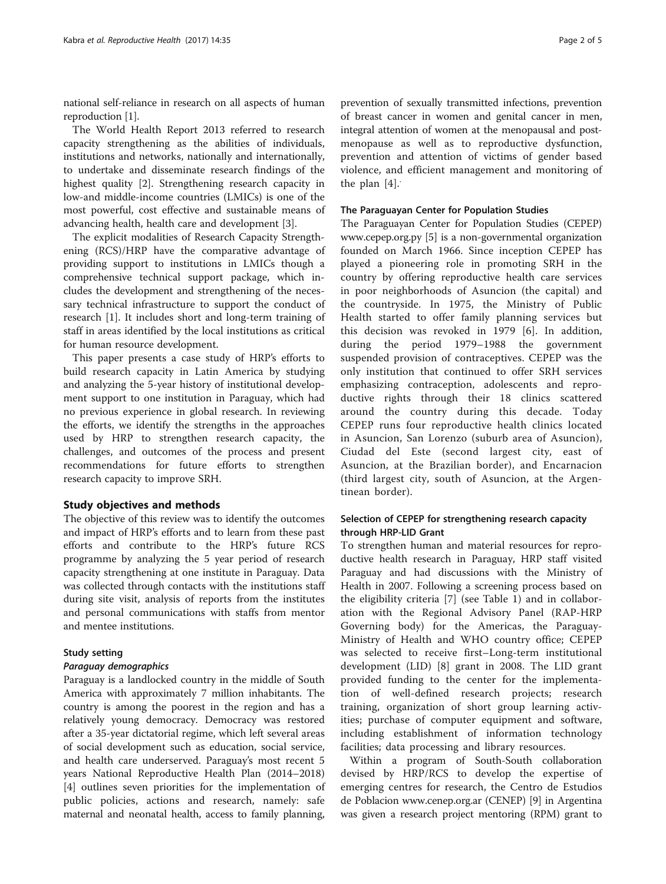national self-reliance in research on all aspects of human reproduction [1].

The World Health Report 2013 referred to research capacity strengthening as the abilities of individuals, institutions and networks, nationally and internationally, to undertake and disseminate research findings of the highest quality [2]. Strengthening research capacity in low-and middle-income countries (LMICs) is one of the most powerful, cost effective and sustainable means of advancing health, health care and development [3].

The explicit modalities of Research Capacity Strengthening (RCS)/HRP have the comparative advantage of providing support to institutions in LMICs though a comprehensive technical support package, which includes the development and strengthening of the necessary technical infrastructure to support the conduct of research [1]. It includes short and long-term training of staff in areas identified by the local institutions as critical for human resource development.

This paper presents a case study of HRP's efforts to build research capacity in Latin America by studying and analyzing the 5-year history of institutional development support to one institution in Paraguay, which had no previous experience in global research. In reviewing the efforts, we identify the strengths in the approaches used by HRP to strengthen research capacity, the challenges, and outcomes of the process and present recommendations for future efforts to strengthen research capacity to improve SRH.

## Study objectives and methods

The objective of this review was to identify the outcomes and impact of HRP's efforts and to learn from these past efforts and contribute to the HRP's future RCS programme by analyzing the 5 year period of research capacity strengthening at one institute in Paraguay. Data was collected through contacts with the institutions staff during site visit, analysis of reports from the institutes and personal communications with staffs from mentor and mentee institutions.

### Study setting

#### *Paraguay demographics*

Paraguay is a landlocked country in the middle of South America with approximately 7 million inhabitants. The country is among the poorest in the region and has a relatively young democracy. Democracy was restored after a 35-year dictatorial regime, which left several areas of social development such as education, social service, and health care underserved. Paraguay's most recent 5 years National Reproductive Health Plan (2014–2018) [4] outlines seven priorities for the implementation of public policies, actions and research, namely: safe maternal and neonatal health, access to family planning, prevention of sexually transmitted infections, prevention of breast cancer in women and genital cancer in men, integral attention of women at the menopausal and post-menopause as well as to reproductive dysfunction, prevention and attention of victims of gender based violence, and efficient management and monitoring of the plan [4].

### The Paraguayan Center for Population Studies

The Paraguayan Center for Population Studies (CEPEP) www.cepep.org.py [5] is a non-governmental organization founded on March 1966. Since inception CEPEP has played a pioneering role in promoting SRH in the country by offering reproductive health care services in poor neighborhoods of Asuncion (the capital) and the countryside. In 1975, the Ministry of Public Health started to offer family planning services but this decision was revoked in 1979 [6]. In addition, during the period 1979–1988 the government suspended provision of contraceptives. CEPEP was the only institution that continued to offer SRH services emphasizing contraception, adolescents and reproductive rights through their 18 clinics scattered around the country during this decade. Today CEPEP runs four reproductive health clinics located in Asuncion, San Lorenzo (suburb area of Asuncion), Ciudad del Este (second largest city, east of Asuncion, at the Brazilian border), and Encarnacion (third largest city, south of Asuncion, at the Argentinean border).

### Selection of CEPEP for strengthening research capacity through HRP-LID Grant

To strengthen human and material resources for reproductive health research in Paraguay, HRP staff visited Paraguay and had discussions with the Ministry of Health in 2007. Following a screening process based on the eligibility criteria [7] (see Table 1) and in collaboration with the Regional Advisory Panel (RAP-HRP Governing body) for the Americas, the Paraguay-Ministry of Health and WHO country office; CEPEP was selected to receive first–Long-term institutional development (LID) [8] grant in 2008. The LID grant provided funding to the center for the implementation of well-defined research projects; research training, organization of short group learning activities; purchase of computer equipment and software, including establishment of information technology facilities; data processing and library resources.

Within a program of South-South collaboration devised by HRP/RCS to develop the expertise of emerging centres for research, the Centro de Estudios de Poblacion www.cenep.org.ar (CENEP) [9] in Argentina was given a research project mentoring (RPM) grant to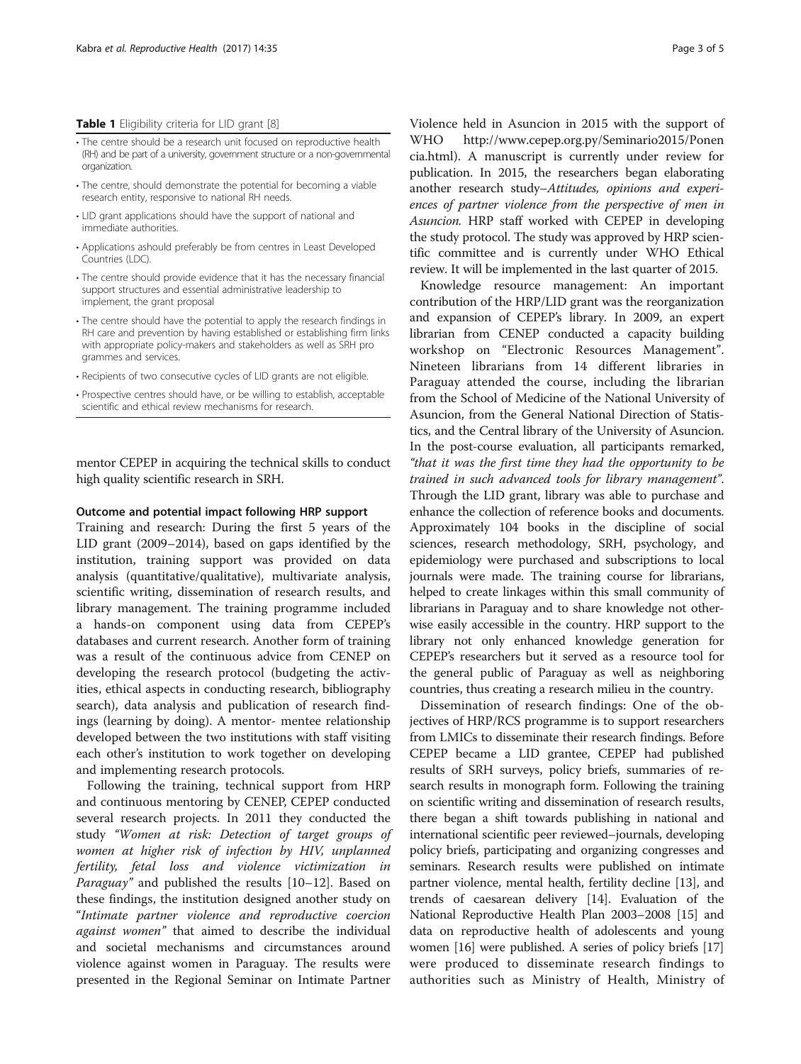**Table 1** Eligibility criteria for LID grant [8]

- The centre should be a research unit focused on reproductive health (RH) and be part of a university, government structure or a non-governmental organization.
- The centre, should demonstrate the potential for becoming a viable research entity, responsive to national RH needs.
- LID grant applications should have the support of national and immediate authorities.
- Applications ashould preferably be from centres in Least Developed Countries (LDC).
- The centre should provide evidence that it has the necessary financial support structures and essential administrative leadership to implement, the grant proposal
- The centre should have the potential to apply the research findings in RH care and prevention by having established or establishing firm links with appropriate policy-makers and stakeholders as well as SRH pro grammes and services.
- Recipients of two consecutive cycles of LID grants are not eligible.
- Prospective centres should have, or be willing to establish, acceptable scientific and ethical review mechanisms for research.

mentor CEPEP in acquiring the technical skills to conduct high quality scientific research in SRH.

### Outcome and potential impact following HRP support

Training and research: During the first 5 years of the LID grant (2009–2014), based on gaps identified by the institution, training support was provided on data analysis (quantitative/qualitative), multivariate analysis, scientific writing, dissemination of research results, and library management. The training programme included a hands-on component using data from CEPEP's databases and current research. Another form of training was a result of the continuous advice from CENEP on developing the research protocol (budgeting the activities, ethical aspects in conducting research, bibliography search), data analysis and publication of research findings (learning by doing). A mentor- mentee relationship developed between the two institutions with staff visiting each other's institution to work together on developing and implementing research protocols.

Following the training, technical support from HRP and continuous mentoring by CENEP, CEPEP conducted several research projects. In 2011 they conducted the study *"Women at risk: Detection of target groups of women at higher risk of infection by HIV, unplanned fertility, fetal loss and violence victimization in Paraguay"* and published the results [10–12]. Based on these findings, the institution designed another study on "*Intimate partner violence and reproductive coercion against women"* that aimed to describe the individual and societal mechanisms and circumstances around violence against women in Paraguay. The results were presented in the Regional Seminar on Intimate Partner Violence held in Asuncion in 2015 with the support of WHO http://www.cepep.org.py/Seminario2015/Ponencia.html). A manuscript is currently under review for publication. In 2015, the researchers began elaborating another research study–*Attitudes, opinions and experiences of partner violence from the perspective of men in Asuncion*. HRP staff worked with CEPEP in developing the study protocol. The study was approved by HRP scientific committee and is currently under WHO Ethical review. It will be implemented in the last quarter of 2015.

Knowledge resource management: An important contribution of the HRP/LID grant was the reorganization and expansion of CEPEP's library. In 2009, an expert librarian from CENEP conducted a capacity building workshop on "Electronic Resources Management". Nineteen librarians from 14 different libraries in Paraguay attended the course, including the librarian from the School of Medicine of the National University of Asuncion, from the General National Direction of Statistics, and the Central library of the University of Asuncion. In the post-course evaluation, all participants remarked, *"that it was the first time they had the opportunity to be trained in such advanced tools for library management"*. Through the LID grant, library was able to purchase and enhance the collection of reference books and documents. Approximately 104 books in the discipline of social sciences, research methodology, SRH, psychology, and epidemiology were purchased and subscriptions to local journals were made. The training course for librarians, helped to create linkages within this small community of librarians in Paraguay and to share knowledge not otherwise easily accessible in the country. HRP support to the library not only enhanced knowledge generation for CEPEP's researchers but it served as a resource tool for the general public of Paraguay as well as neighboring countries, thus creating a research milieu in the country.

Dissemination of research findings: One of the objectives of HRP/RCS programme is to support researchers from LMICs to disseminate their research findings. Before CEPEP became a LID grantee, CEPEP had published results of SRH surveys, policy briefs, summaries of research results in monograph form. Following the training on scientific writing and dissemination of research results, there began a shift towards publishing in national and international scientific peer reviewed–journals, developing policy briefs, participating and organizing congresses and seminars. Research results were published on intimate partner violence, mental health, fertility decline [13], and trends of caesarean delivery [14]. Evaluation of the National Reproductive Health Plan 2003–2008 [15] and data on reproductive health of adolescents and young women [16] were published. A series of policy briefs [17] were produced to disseminate research findings to authorities such as Ministry of Health, Ministry of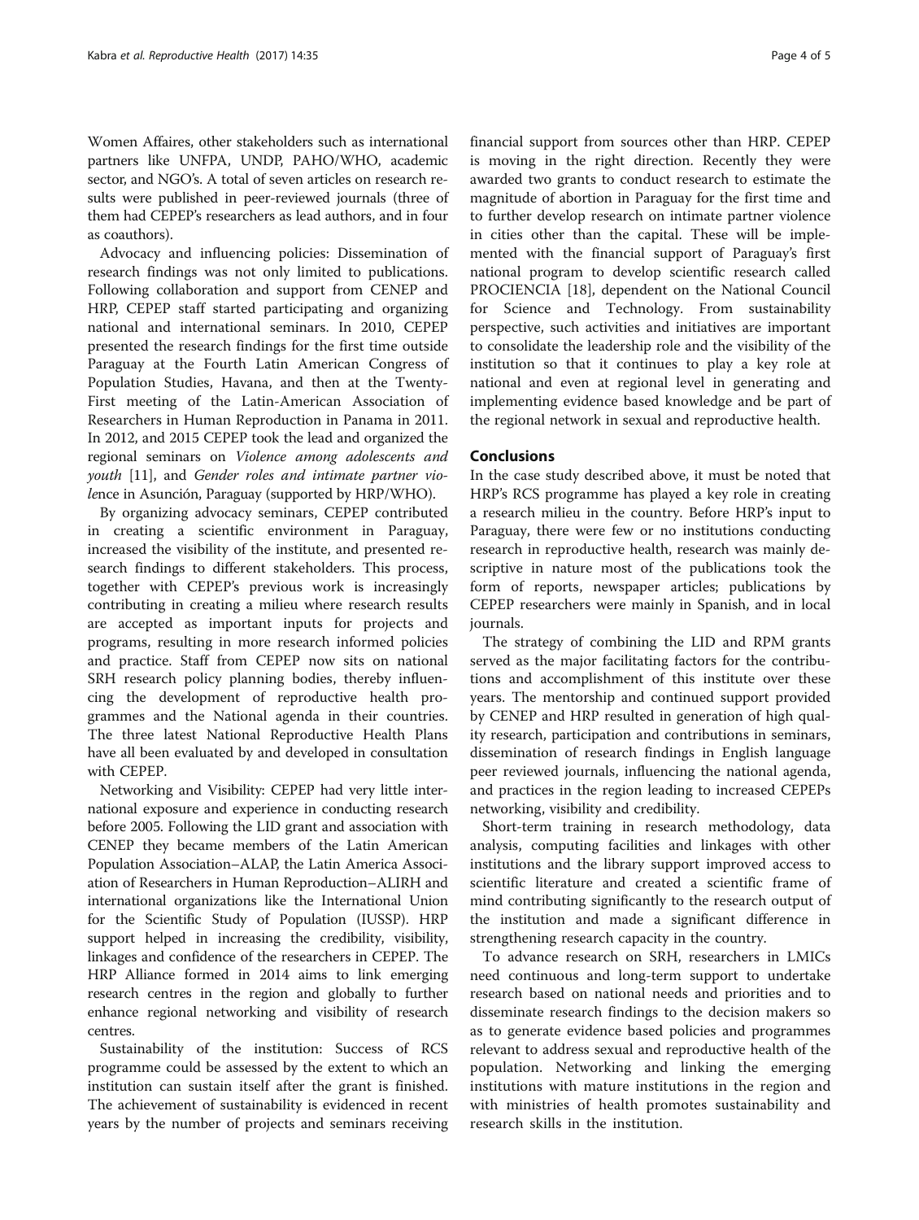Women Affaires, other stakeholders such as international partners like UNFPA, UNDP, PAHO/WHO, academic sector, and NGO's. A total of seven articles on research results were published in peer-reviewed journals (three of them had CEPEP's researchers as lead authors, and in four as coauthors).

Advocacy and influencing policies: Dissemination of research findings was not only limited to publications. Following collaboration and support from CENEP and HRP, CEPEP staff started participating and organizing national and international seminars. In 2010, CEPEP presented the research findings for the first time outside Paraguay at the Fourth Latin American Congress of Population Studies, Havana, and then at the Twenty-First meeting of the Latin-American Association of Researchers in Human Reproduction in Panama in 2011. In 2012, and 2015 CEPEP took the lead and organized the regional seminars on *Violence among adolescents and youth* [11], and *Gender roles and intimate partner violence* in Asunción, Paraguay (supported by HRP/WHO).

By organizing advocacy seminars, CEPEP contributed in creating a scientific environment in Paraguay, increased the visibility of the institute, and presented research findings to different stakeholders. This process, together with CEPEP's previous work is increasingly contributing in creating a milieu where research results are accepted as important inputs for projects and programs, resulting in more research informed policies and practice. Staff from CEPEP now sits on national SRH research policy planning bodies, thereby influencing the development of reproductive health programmes and the National agenda in their countries. The three latest National Reproductive Health Plans have all been evaluated by and developed in consultation with CEPEP.

Networking and Visibility: CEPEP had very little international exposure and experience in conducting research before 2005. Following the LID grant and association with CENEP they became members of the Latin American Population Association–ALAP, the Latin America Association of Researchers in Human Reproduction–ALIRH and international organizations like the International Union for the Scientific Study of Population (IUSSP). HRP support helped in increasing the credibility, visibility, linkages and confidence of the researchers in CEPEP. The HRP Alliance formed in 2014 aims to link emerging research centres in the region and globally to further enhance regional networking and visibility of research centres.

Sustainability of the institution: Success of RCS programme could be assessed by the extent to which an institution can sustain itself after the grant is finished. The achievement of sustainability is evidenced in recent years by the number of projects and seminars receiving financial support from sources other than HRP. CEPEP is moving in the right direction. Recently they were awarded two grants to conduct research to estimate the magnitude of abortion in Paraguay for the first time and to further develop research on intimate partner violence in cities other than the capital. These will be implemented with the financial support of Paraguay's first national program to develop scientific research called PROCIENCIA [18], dependent on the National Council for Science and Technology. From sustainability perspective, such activities and initiatives are important to consolidate the leadership role and the visibility of the institution so that it continues to play a key role at national and even at regional level in generating and implementing evidence based knowledge and be part of the regional network in sexual and reproductive health.

## Conclusions

In the case study described above, it must be noted that HRP's RCS programme has played a key role in creating a research milieu in the country. Before HRP's input to Paraguay, there were few or no institutions conducting research in reproductive health, research was mainly descriptive in nature most of the publications took the form of reports, newspaper articles; publications by CEPEP researchers were mainly in Spanish, and in local journals.

The strategy of combining the LID and RPM grants served as the major facilitating factors for the contributions and accomplishment of this institute over these years. The mentorship and continued support provided by CENEP and HRP resulted in generation of high quality research, participation and contributions in seminars, dissemination of research findings in English language peer reviewed journals, influencing the national agenda, and practices in the region leading to increased CEPEPs networking, visibility and credibility.

Short-term training in research methodology, data analysis, computing facilities and linkages with other institutions and the library support improved access to scientific literature and created a scientific frame of mind contributing significantly to the research output of the institution and made a significant difference in strengthening research capacity in the country.

To advance research on SRH, researchers in LMICs need continuous and long-term support to undertake research based on national needs and priorities and to disseminate research findings to the decision makers so as to generate evidence based policies and programmes relevant to address sexual and reproductive health of the population. Networking and linking the emerging institutions with mature institutions in the region and with ministries of health promotes sustainability and research skills in the institution.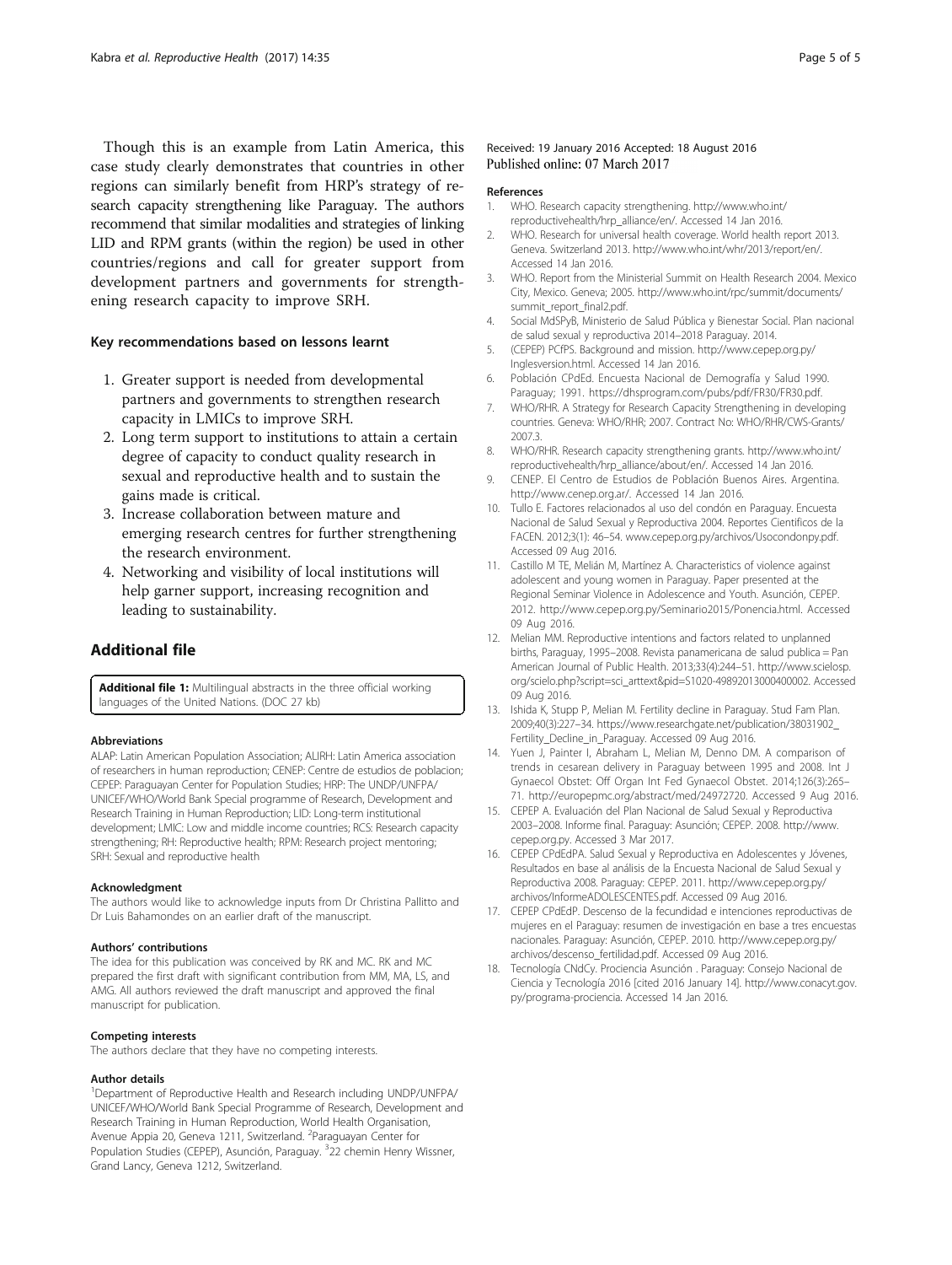Though this is an example from Latin America, this case study clearly demonstrates that countries in other regions can similarly benefit from HRP's strategy of research capacity strengthening like Paraguay. The authors recommend that similar modalities and strategies of linking LID and RPM grants (within the region) be used in other countries/regions and call for greater support from development partners and governments for strengthening research capacity to improve SRH.

### Key recommendations based on lessons learnt

1. Greater support is needed from developmental partners and governments to strengthen research capacity in LMICs to improve SRH.
2. Long term support to institutions to attain a certain degree of capacity to conduct quality research in sexual and reproductive health and to sustain the gains made is critical.
3. Increase collaboration between mature and emerging research centres for further strengthening the research environment.
4. Networking and visibility of local institutions will help garner support, increasing recognition and leading to sustainability.

## Additional file

**Additional file 1:** Multilingual abstracts in the three official working languages of the United Nations. (DOC 27 kb)

#### Abbreviations

ALAP: Latin American Population Association; ALIRH: Latin America association of researchers in human reproduction; CENEP: Centre de estudios de poblacion; CEPEP: Paraguayan Center for Population Studies; HRP: The UNDP/UNFPA/UNICEF/WHO/World Bank Special programme of Research, Development and Research Training in Human Reproduction; LID: Long-term institutional development; LMIC: Low and middle income countries; RCS: Research capacity strengthening; RH: Reproductive health; RPM: Research project mentoring; SRH: Sexual and reproductive health

#### Acknowledgment

The authors would like to acknowledge inputs from Dr Christina Pallitto and Dr Luis Bahamondes on an earlier draft of the manuscript.

#### Authors' contributions

The idea for this publication was conceived by RK and MC. RK and MC prepared the first draft with significant contribution from MM, MA, LS, and AMG. All authors reviewed the draft manuscript and approved the final manuscript for publication.

#### Competing interests

The authors declare that they have no competing interests.

#### Author details

[1]Department of Reproductive Health and Research including UNDP/UNFPA/UNICEF/WHO/World Bank Special Programme of Research, Development and Research Training in Human Reproduction, World Health Organisation, Avenue Appia 20, Geneva 1211, Switzerland. [2]Paraguayan Center for Population Studies (CEPEP), Asunción, Paraguay. [3]22 chemin Henry Wissner, Grand Lancy, Geneva 1212, Switzerland.

Received: 19 January 2016 Accepted: 18 August 2016
Published online: 07 March 2017

#### References

1. WHO. Research capacity strengthening. http://www.who.int/reproductivehealth/hrp_alliance/en/. Accessed 14 Jan 2016.
2. WHO. Research for universal health coverage. World health report 2013. Geneva. Switzerland 2013. http://www.who.int/whr/2013/report/en/. Accessed 14 Jan 2016.
3. WHO. Report from the Ministerial Summit on Health Research 2004. Mexico City, Mexico. Geneva; 2005. http://www.who.int/rpc/summit/documents/summit_report_final2.pdf.
4. Social MdSPyB, Ministerio de Salud Pública y Bienestar Social. Plan nacional de salud sexual y reproductiva 2014–2018 Paraguay. 2014.
5. (CEPEP) PCfPS. Background and mission. http://www.cepep.org.py/Inglesversion.html. Accessed 14 Jan 2016.
6. Población CPdEd. Encuesta Nacional de Demografía y Salud 1990. Paraguay; 1991. https://dhsprogram.com/pubs/pdf/FR30/FR30.pdf.
7. WHO/RHR. A Strategy for Research Capacity Strengthening in developing countries. Geneva: WHO/RHR; 2007. Contract No: WHO/RHR/CWS-Grants/2007.3.
8. WHO/RHR. Research capacity strengthening grants. http://www.who.int/reproductivehealth/hrp_alliance/about/en/. Accessed 14 Jan 2016.
9. CENEP. El Centro de Estudios de Población Buenos Aires. Argentina. http://www.cenep.org.ar/. Accessed 14 Jan 2016.
10. Tullo E. Factores relacionados al uso del condón en Paraguay. Encuesta Nacional de Salud Sexual y Reproductiva 2004. Reportes Científicos de la FACEN. 2012;3(1): 46–54. www.cepep.org.py/archivos/Usocondonpy.pdf. Accessed 09 Aug 2016.
11. Castillo M TE, Melián M, Martínez A. Characteristics of violence against adolescent and young women in Paraguay. Paper presented at the Regional Seminar Violence in Adolescence and Youth. Asunción, CEPEP. 2012. http://www.cepep.org.py/Seminario2015/Ponencia.html. Accessed 09 Aug 2016.
12. Melian MM. Reproductive intentions and factors related to unplanned births, Paraguay, 1995–2008. Revista panamericana de salud publica = Pan American Journal of Public Health. 2013;33(4):244–51. http://www.scielosp.org/scielo.php?script=sci_arttext&pid=S1020-49892013000400002. Accessed 09 Aug 2016.
13. Ishida K, Stupp P, Melian M. Fertility decline in Paraguay. Stud Fam Plan. 2009;40(3):227–34. https://www.researchgate.net/publication/38031902_Fertility_Decline_in_Paraguay. Accessed 09 Aug 2016.
14. Yuen J, Painter I, Abraham L, Melian M, Denno DM. A comparison of trends in cesarean delivery in Paraguay between 1995 and 2008. Int J Gynaecol Obstet: Off Organ Int Fed Gynaecol Obstet. 2014;126(3):265–71. http://europepmc.org/abstract/med/24972720. Accessed 9 Aug 2016.
15. CEPEP A. Evaluación del Plan Nacional de Salud Sexual y Reproductiva 2003–2008. Informe final. Paraguay: Asunción; CEPEP. 2008. http://www.cepep.org.py. Accessed 3 Mar 2017.
16. CEPEP CPdEdPA. Salud Sexual y Reproductiva en Adolescentes y Jóvenes, Resultados en base al análisis de la Encuesta Nacional de Salud Sexual y Reproductiva 2008. Paraguay: CEPEP. 2011. http://www.cepep.org.py/archivos/InformeADOLESCENTES.pdf. Accessed 09 Aug 2016.
17. CEPEP CPdEdP. Descenso de la fecundidad e intenciones reproductivas de mujeres en el Paraguay: resumen de investigación en base a tres encuestas nacionales. Paraguay: Asunción, CEPEP. 2010. http://www.cepep.org.py/archivos/descenso_fertilidad.pdf. Accessed 09 Aug 2016.
18. Tecnología CNdCy. Prociencia Asunción . Paraguay: Consejo Nacional de Ciencia y Tecnología 2016 [cited 2016 January 14]. http://www.conacyt.gov.py/programa-prociencia. Accessed 14 Jan 2016.